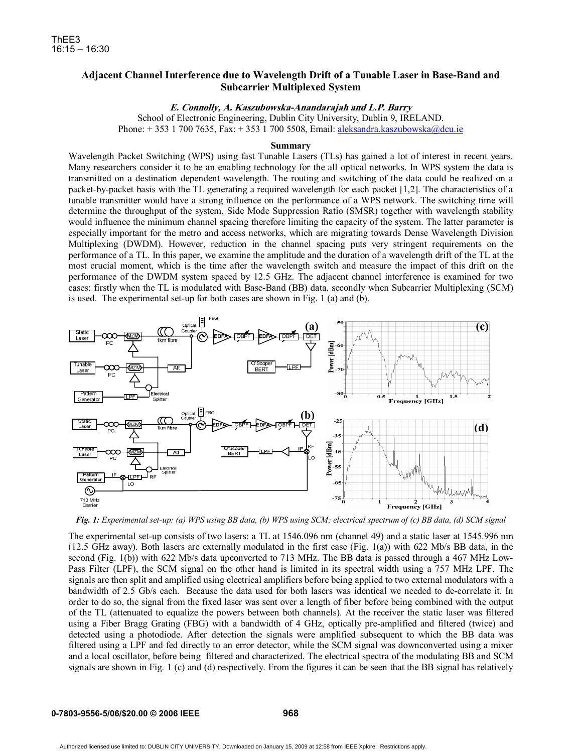# Adjacent Channel Interference due to Wavelength Drift of a Tunable Laser in Base-Band and Subcarrier Multiplexed System

***E. Connolly, A. Kaszubowska-Anandarajah and L.P. Barry***

School of Electronic Engineering, Dublin City University, Dublin 9, IRELAND.
Phone: + 353 1 700 7635, Fax: + 353 1 700 5508, Email: aleksandra.kaszubowska@dcu.ie

## Summary

Wavelength Packet Switching (WPS) using fast Tunable Lasers (TLs) has gained a lot of interest in recent years. Many researchers consider it to be an enabling technology for the all optical networks. In WPS system the data is transmitted on a destination dependent wavelength. The routing and switching of the data could be realized on a packet-by-packet basis with the TL generating a required wavelength for each packet [1,2]. The characteristics of a tunable transmitter would have a strong influence on the performance of a WPS network. The switching time will determine the throughput of the system, Side Mode Suppression Ratio (SMSR) together with wavelength stability would influence the minimum channel spacing therefore limiting the capacity of the system. The latter parameter is especially important for the metro and access networks, which are migrating towards Dense Wavelength Division Multiplexing (DWDM). However, reduction in the channel spacing puts very stringent requirements on the performance of a TL. In this paper, we examine the amplitude and the duration of a wavelength drift of the TL at the most crucial moment, which is the time after the wavelength switch and measure the impact of this drift on the performance of the DWDM system spaced by 12.5 GHz. The adjacent channel interference is examined for two cases: firstly when the TL is modulated with Base-Band (BB) data, secondly when Subcarrier Multiplexing (SCM) is used. The experimental set-up for both cases are shown in Fig. 1 (a) and (b).

*Fig. 1: Experimental set-up: (a) WPS using BB data, (b) WPS using SCM; electrical spectrum of (c) BB data, (d) SCM signal*

The experimental set-up consists of two lasers: a TL at 1546.096 nm (channel 49) and a static laser at 1545.996 nm (12.5 GHz away). Both lasers are externally modulated in the first case (Fig. 1(a)) with 622 Mb/s BB data, in the second (Fig. 1(b)) with 622 Mb/s data upconverted to 713 MHz. The BB data is passed through a 467 MHz Low-Pass Filter (LPF), the SCM signal on the other hand is limited in its spectral width using a 757 MHz LPF. The signals are then split and amplified using electrical amplifiers before being applied to two external modulators with a bandwidth of 2.5 Gb/s each. Because the data used for both lasers was identical we needed to de-correlate it. In order to do so, the signal from the fixed laser was sent over a length of fiber before being combined with the output of the TL (attenuated to equalize the powers between both channels). At the receiver the static laser was filtered using a Fiber Bragg Grating (FBG) with a bandwidth of 4 GHz, optically pre-amplified and filtered (twice) and detected using a photodiode. After detection the signals were amplified subsequent to which the BB data was filtered using a LPF and fed directly to an error detector, while the SCM signal was downconverted using a mixer and a local oscillator, before being filtered and characterized. The electrical spectra of the modulating BB and SCM signals are shown in Fig. 1 (c) and (d) respectively. From the figures it can be seen that the BB signal has relatively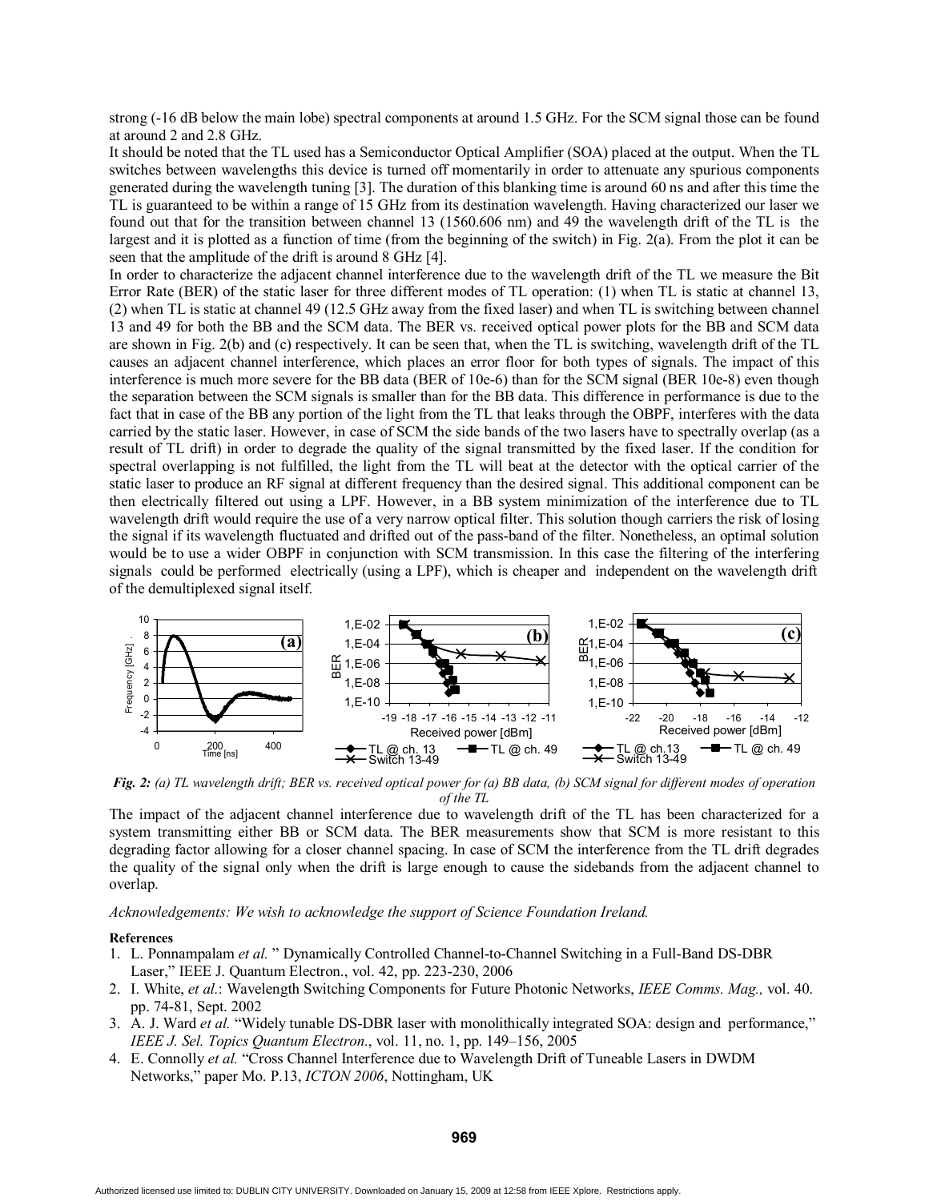strong (-16 dB below the main lobe) spectral components at around 1.5 GHz. For the SCM signal those can be found at around 2 and 2.8 GHz.

It should be noted that the TL used has a Semiconductor Optical Amplifier (SOA) placed at the output. When the TL switches between wavelengths this device is turned off momentarily in order to attenuate any spurious components generated during the wavelength tuning [3]. The duration of this blanking time is around 60 ns and after this time the TL is guaranteed to be within a range of 15 GHz from its destination wavelength. Having characterized our laser we found out that for the transition between channel 13 (1560.606 nm) and 49 the wavelength drift of the TL is the largest and it is plotted as a function of time (from the beginning of the switch) in Fig. 2(a). From the plot it can be seen that the amplitude of the drift is around 8 GHz [4].

In order to characterize the adjacent channel interference due to the wavelength drift of the TL we measure the Bit Error Rate (BER) of the static laser for three different modes of TL operation: (1) when TL is static at channel 13, (2) when TL is static at channel 49 (12.5 GHz away from the fixed laser) and when TL is switching between channel 13 and 49 for both the BB and the SCM data. The BER vs. received optical power plots for the BB and SCM data are shown in Fig. 2(b) and (c) respectively. It can be seen that, when the TL is switching, wavelength drift of the TL causes an adjacent channel interference, which places an error floor for both types of signals. The impact of this interference is much more severe for the BB data (BER of 10e-6) than for the SCM signal (BER 10e-8) even though the separation between the SCM signals is smaller than for the BB data. This difference in performance is due to the fact that in case of the BB any portion of the light from the TL that leaks through the OBPF, interferes with the data carried by the static laser. However, in case of SCM the side bands of the two lasers have to spectrally overlap (as a result of TL drift) in order to degrade the quality of the signal transmitted by the fixed laser. If the condition for spectral overlapping is not fulfilled, the light from the TL will beat at the detector with the optical carrier of the static laser to produce an RF signal at different frequency than the desired signal. This additional component can be then electrically filtered out using a LPF. However, in a BB system minimization of the interference due to TL wavelength drift would require the use of a very narrow optical filter. This solution though carriers the risk of losing the signal if its wavelength fluctuated and drifted out of the pass-band of the filter. Nonetheless, an optimal solution would be to use a wider OBPF in conjunction with SCM transmission. In this case the filtering of the interfering signals could be performed electrically (using a LPF), which is cheaper and independent on the wavelength drift of the demultiplexed signal itself.

(a)
Frequency [GHz]
10
8
6
4
2
0
-2
-4
0
200
400
Time [ns]

(b)
BER
1,E-02
1,E-04
1,E-06
1,E-08
1,E-10
-19 -18 -17 -16 -15 -14 -13 -12 -11
Received power [dBm]
TL @ ch. 13
TL @ ch. 49
Switch 13-49

(c)
BER
1,E-02
1,E-04
1,E-06
1,E-08
1,E-10
-22 -20 -18 -16 -14 -12
Received power [dBm]
TL @ ch.13
TL @ ch. 49
Switch 13-49

***Fig. 2:*** *(a) TL wavelength drift; BER vs. received optical power for (a) BB data, (b) SCM signal for different modes of operation of the TL*

The impact of the adjacent channel interference due to wavelength drift of the TL has been characterized for a system transmitting either BB or SCM data. The BER measurements show that SCM is more resistant to this degrading factor allowing for a closer channel spacing. In case of SCM the interference from the TL drift degrades the quality of the signal only when the drift is large enough to cause the sidebands from the adjacent channel to overlap.

*Acknowledgements: We wish to acknowledge the support of Science Foundation Ireland.*

**References**

1. L. Ponnampalam *et al.* " Dynamically Controlled Channel-to-Channel Switching in a Full-Band DS-DBR Laser," IEEE J. Quantum Electron., vol. 42, pp. 223-230, 2006
2. I. White, *et al.*: Wavelength Switching Components for Future Photonic Networks, *IEEE Comms. Mag.,* vol. 40. pp. 74-81, Sept. 2002
3. A. J. Ward *et al.* "Widely tunable DS-DBR laser with monolithically integrated SOA: design and performance," *IEEE J. Sel. Topics Quantum Electron.*, vol. 11, no. 1, pp. 149–156, 2005
4. E. Connolly *et al.* "Cross Channel Interference due to Wavelength Drift of Tuneable Lasers in DWDM Networks," paper Mo. P.13, *ICTON 2006*, Nottingham, UK